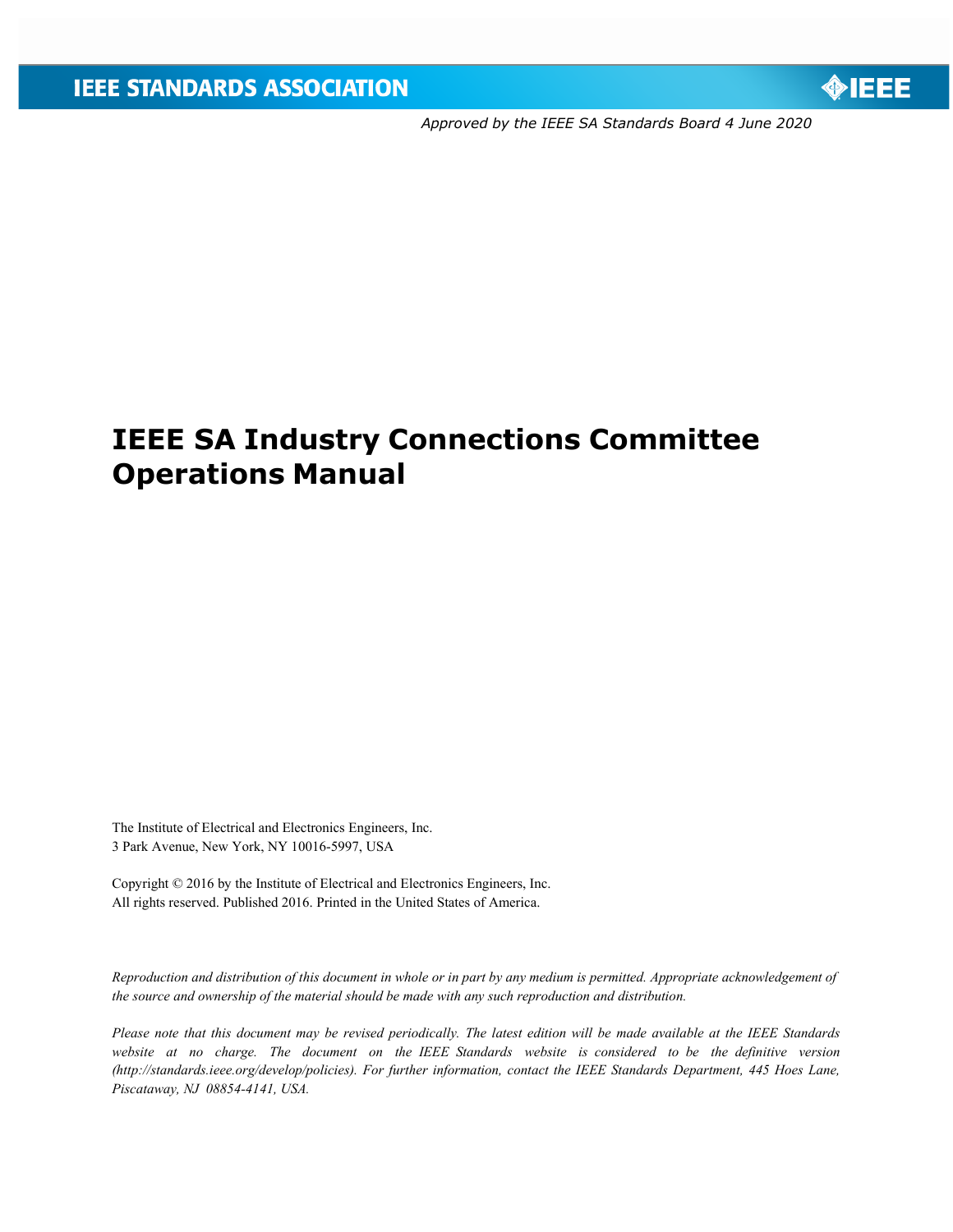IEEE STANDARDS ASSOCIATION

IEEE

*Approved by the IEEE SA Standards Board 4 June 2020*

# IEEE SA Industry Connections Committee Operations Manual

The Institute of Electrical and Electronics Engineers, Inc.
3 Park Avenue, New York, NY 10016-5997, USA

Copyright © 2016 by the Institute of Electrical and Electronics Engineers, Inc.
All rights reserved. Published 2016. Printed in the United States of America.

*Reproduction and distribution of this document in whole or in part by any medium is permitted. Appropriate acknowledgement of the source and ownership of the material should be made with any such reproduction and distribution.*

*Please note that this document may be revised periodically. The latest edition will be made available at the IEEE Standards website at no charge. The document on the IEEE Standards website is considered to be the definitive version (http://standards.ieee.org/develop/policies). For further information, contact the IEEE Standards Department, 445 Hoes Lane, Piscataway, NJ 08854-4141, USA.*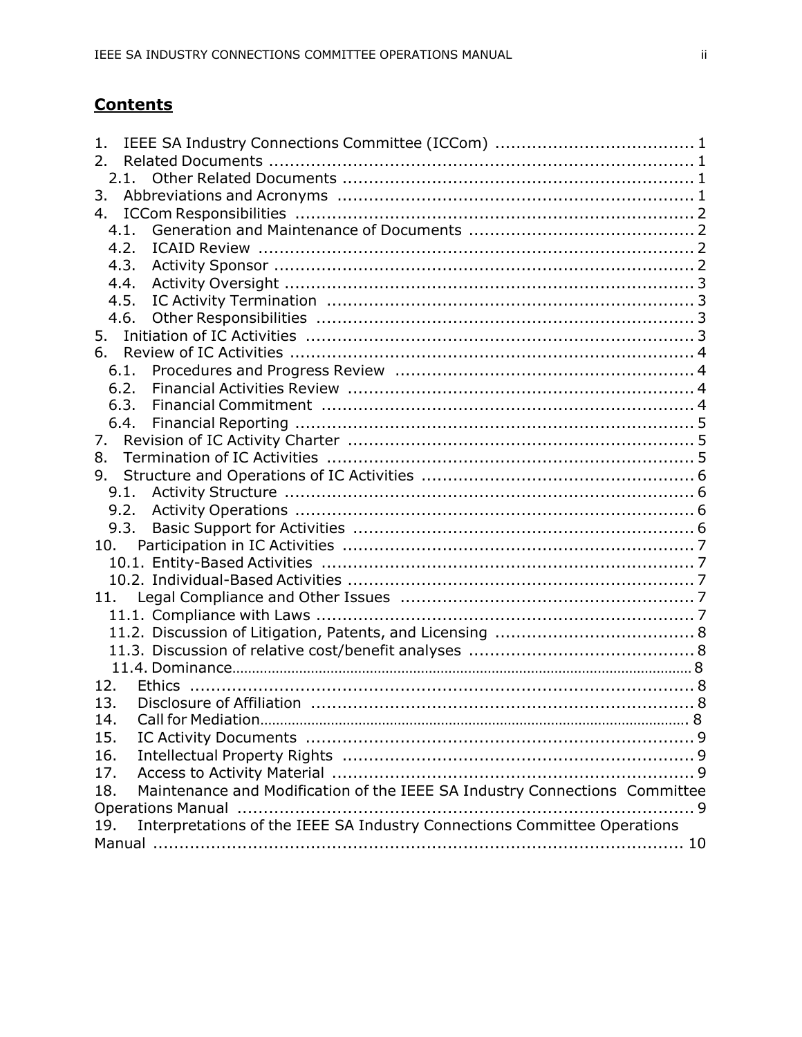## Contents

1. IEEE SA Industry Connections Committee (ICCom) ..................................... 1
2. Related Documents ................................................................................ 1
   - 2.1. Other Related Documents .................................................................. 1
3. Abbreviations and Acronyms ................................................................... 1
4. ICCom Responsibilities .......................................................................... 2
   - 4.1. Generation and Maintenance of Documents .......................................... 2
   - 4.2. ICAID Review .................................................................................. 2
   - 4.3. Activity Sponsor ............................................................................... 2
   - 4.4. Activity Oversight ............................................................................. 3
   - 4.5. IC Activity Termination ..................................................................... 3
   - 4.6. Other Responsibilities ....................................................................... 3
5. Initiation of IC Activities .......................................................................... 3
6. Review of IC Activities ............................................................................. 4
   - 6.1. Procedures and Progress Review ........................................................ 4
   - 6.2. Financial Activities Review ................................................................. 4
   - 6.3. Financial Commitment ....................................................................... 4
   - 6.4. Financial Reporting ........................................................................... 5
7. Revision of IC Activity Charter ................................................................. 5
8. Termination of IC Activities ..................................................................... 5
9. Structure and Operations of IC Activities ................................................... 6
   - 9.1. Activity Structure ............................................................................. 6
   - 9.2. Activity Operations ........................................................................... 6
   - 9.3. Basic Support for Activities ................................................................ 6
10. Participation in IC Activities .................................................................. 7
    - 10.1. Entity-Based Activities ..................................................................... 7
    - 10.2. Individual-Based Activities ................................................................ 7
11. Legal Compliance and Other Issues ........................................................ 7
    - 11.1. Compliance with Laws ...................................................................... 7
    - 11.2. Discussion of Litigation, Patents, and Licensing ..................................... 8
    - 11.3. Discussion of relative cost/benefit analyses .......................................... 8
    - 11.4. Dominance...................................................................................... 8
12. Ethics ................................................................................................ 8
13. Disclosure of Affiliation ......................................................................... 8
14. Call for Mediation.................................................................................. 8
15. IC Activity Documents .......................................................................... 9
16. Intellectual Property Rights ................................................................... 9
17. Access to Activity Material ..................................................................... 9
18. Maintenance and Modification of the IEEE SA Industry Connections Committee Operations Manual ........................................................................................ 9
19. Interpretations of the IEEE SA Industry Connections Committee Operations Manual ........................................................................................................ 10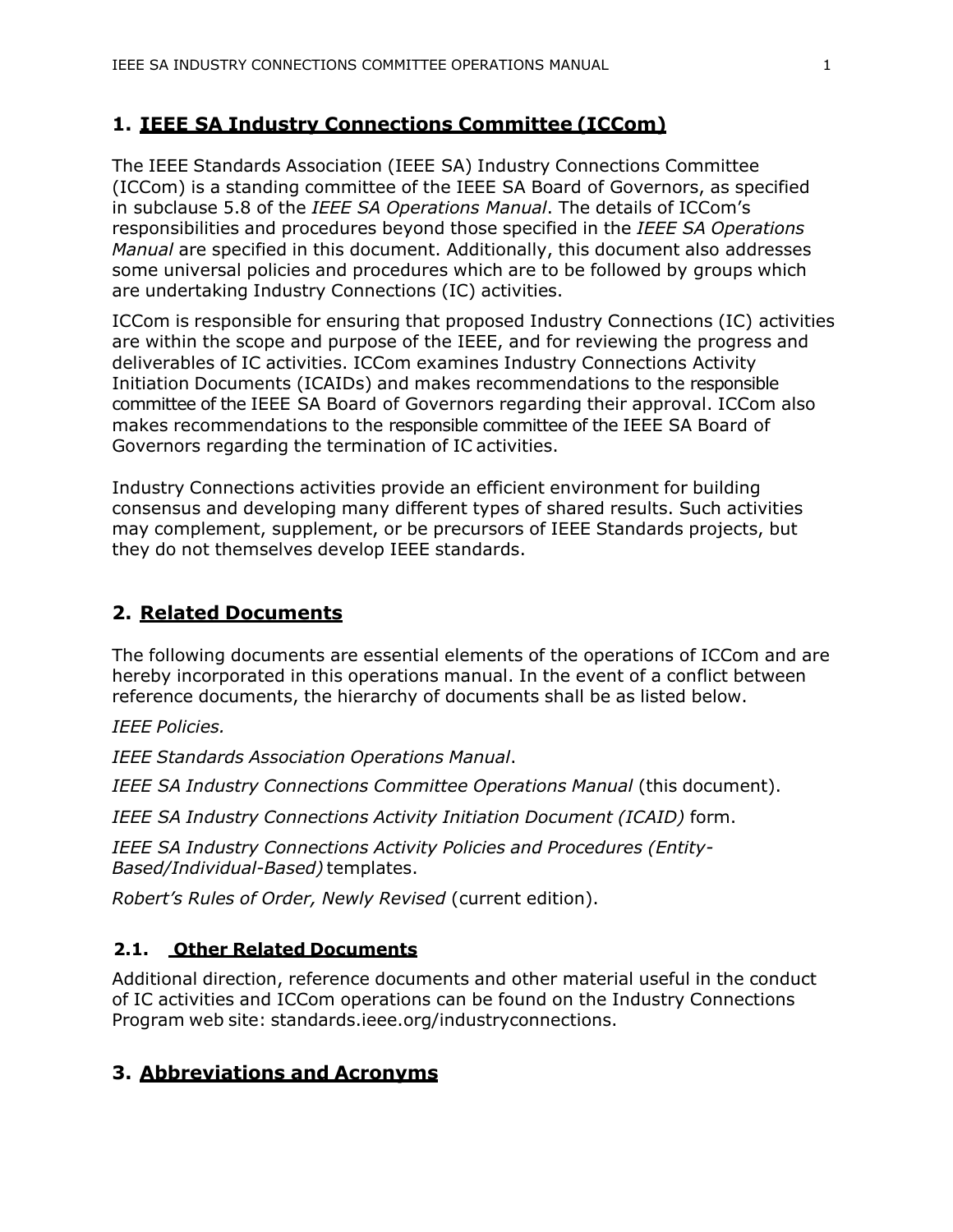# 1. IEEE SA Industry Connections Committee (ICCom)

The IEEE Standards Association (IEEE SA) Industry Connections Committee (ICCom) is a standing committee of the IEEE SA Board of Governors, as specified in subclause 5.8 of the *IEEE SA Operations Manual*. The details of ICCom's responsibilities and procedures beyond those specified in the *IEEE SA Operations Manual* are specified in this document. Additionally, this document also addresses some universal policies and procedures which are to be followed by groups which are undertaking Industry Connections (IC) activities.

ICCom is responsible for ensuring that proposed Industry Connections (IC) activities are within the scope and purpose of the IEEE, and for reviewing the progress and deliverables of IC activities. ICCom examines Industry Connections Activity Initiation Documents (ICAIDs) and makes recommendations to the responsible committee of the IEEE SA Board of Governors regarding their approval. ICCom also makes recommendations to the responsible committee of the IEEE SA Board of Governors regarding the termination of IC activities.

Industry Connections activities provide an efficient environment for building consensus and developing many different types of shared results. Such activities may complement, supplement, or be precursors of IEEE Standards projects, but they do not themselves develop IEEE standards.

# 2. Related Documents

The following documents are essential elements of the operations of ICCom and are hereby incorporated in this operations manual. In the event of a conflict between reference documents, the hierarchy of documents shall be as listed below.

*IEEE Policies.*

*IEEE Standards Association Operations Manual*.

*IEEE SA Industry Connections Committee Operations Manual* (this document).

*IEEE SA Industry Connections Activity Initiation Document (ICAID)* form.

*IEEE SA Industry Connections Activity Policies and Procedures (Entity-Based/Individual-Based)* templates.

*Robert's Rules of Order, Newly Revised* (current edition).

## 2.1. Other Related Documents

Additional direction, reference documents and other material useful in the conduct of IC activities and ICCom operations can be found on the Industry Connections Program web site: standards.ieee.org/industryconnections.

# 3. Abbreviations and Acronyms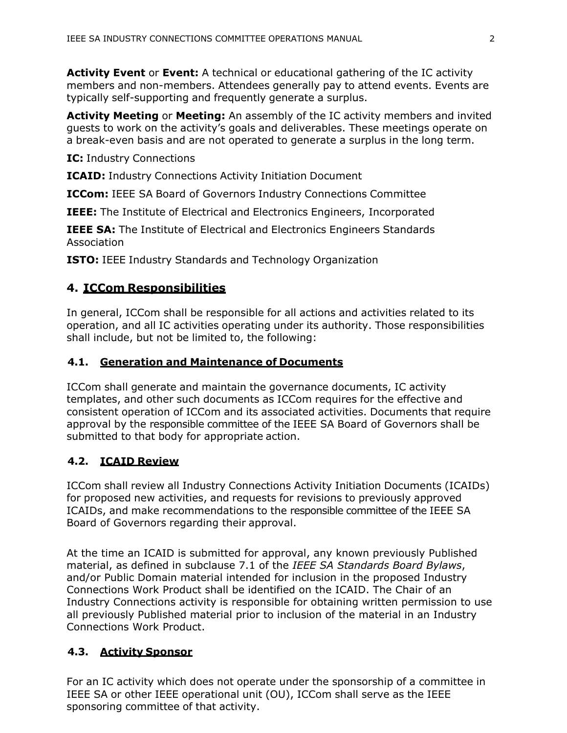**Activity Event** or **Event:** A technical or educational gathering of the IC activity members and non-members. Attendees generally pay to attend events. Events are typically self-supporting and frequently generate a surplus.

**Activity Meeting** or **Meeting:** An assembly of the IC activity members and invited guests to work on the activity's goals and deliverables. These meetings operate on a break-even basis and are not operated to generate a surplus in the long term.

**IC:** Industry Connections

**ICAID:** Industry Connections Activity Initiation Document

**ICCom:** IEEE SA Board of Governors Industry Connections Committee

**IEEE:** The Institute of Electrical and Electronics Engineers, Incorporated

**IEEE SA:** The Institute of Electrical and Electronics Engineers Standards Association

**ISTO:** IEEE Industry Standards and Technology Organization

## 4. ICCom Responsibilities

In general, ICCom shall be responsible for all actions and activities related to its operation, and all IC activities operating under its authority. Those responsibilities shall include, but not be limited to, the following:

### 4.1. Generation and Maintenance of Documents

ICCom shall generate and maintain the governance documents, IC activity templates, and other such documents as ICCom requires for the effective and consistent operation of ICCom and its associated activities. Documents that require approval by the responsible committee of the IEEE SA Board of Governors shall be submitted to that body for appropriate action.

### 4.2. ICAID Review

ICCom shall review all Industry Connections Activity Initiation Documents (ICAIDs) for proposed new activities, and requests for revisions to previously approved ICAIDs, and make recommendations to the responsible committee of the IEEE SA Board of Governors regarding their approval.

At the time an ICAID is submitted for approval, any known previously Published material, as defined in subclause 7.1 of the *IEEE SA Standards Board Bylaws*, and/or Public Domain material intended for inclusion in the proposed Industry Connections Work Product shall be identified on the ICAID. The Chair of an Industry Connections activity is responsible for obtaining written permission to use all previously Published material prior to inclusion of the material in an Industry Connections Work Product.

### 4.3. Activity Sponsor

For an IC activity which does not operate under the sponsorship of a committee in IEEE SA or other IEEE operational unit (OU), ICCom shall serve as the IEEE sponsoring committee of that activity.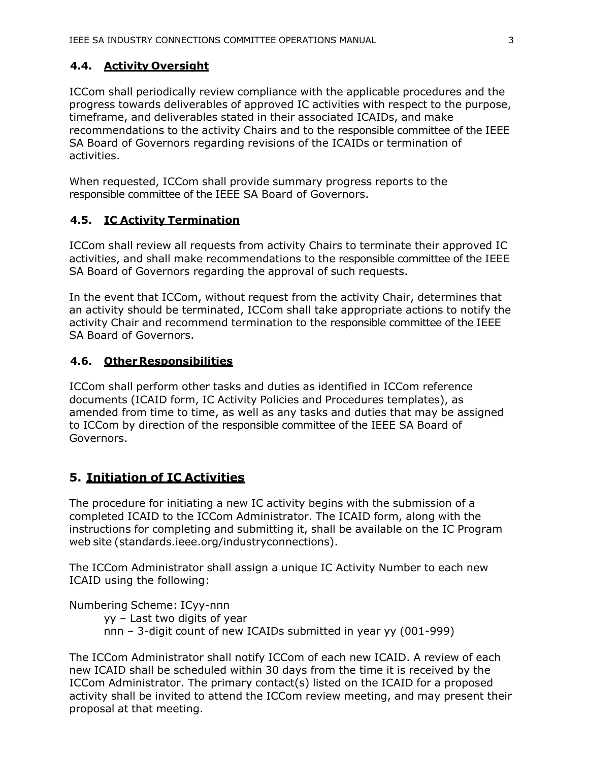### 4.4. Activity Oversight

ICCom shall periodically review compliance with the applicable procedures and the progress towards deliverables of approved IC activities with respect to the purpose, timeframe, and deliverables stated in their associated ICAIDs, and make recommendations to the activity Chairs and to the responsible committee of the IEEE SA Board of Governors regarding revisions of the ICAIDs or termination of activities.

When requested, ICCom shall provide summary progress reports to the responsible committee of the IEEE SA Board of Governors.

### 4.5. IC Activity Termination

ICCom shall review all requests from activity Chairs to terminate their approved IC activities, and shall make recommendations to the responsible committee of the IEEE SA Board of Governors regarding the approval of such requests.

In the event that ICCom, without request from the activity Chair, determines that an activity should be terminated, ICCom shall take appropriate actions to notify the activity Chair and recommend termination to the responsible committee of the IEEE SA Board of Governors.

### 4.6. Other Responsibilities

ICCom shall perform other tasks and duties as identified in ICCom reference documents (ICAID form, IC Activity Policies and Procedures templates), as amended from time to time, as well as any tasks and duties that may be assigned to ICCom by direction of the responsible committee of the IEEE SA Board of Governors.

## 5. Initiation of IC Activities

The procedure for initiating a new IC activity begins with the submission of a completed ICAID to the ICCom Administrator. The ICAID form, along with the instructions for completing and submitting it, shall be available on the IC Program web site (standards.ieee.org/industryconnections).

The ICCom Administrator shall assign a unique IC Activity Number to each new ICAID using the following:

Numbering Scheme: ICyy-nnn
- yy – Last two digits of year
- nnn – 3-digit count of new ICAIDs submitted in year yy (001-999)

The ICCom Administrator shall notify ICCom of each new ICAID. A review of each new ICAID shall be scheduled within 30 days from the time it is received by the ICCom Administrator. The primary contact(s) listed on the ICAID for a proposed activity shall be invited to attend the ICCom review meeting, and may present their proposal at that meeting.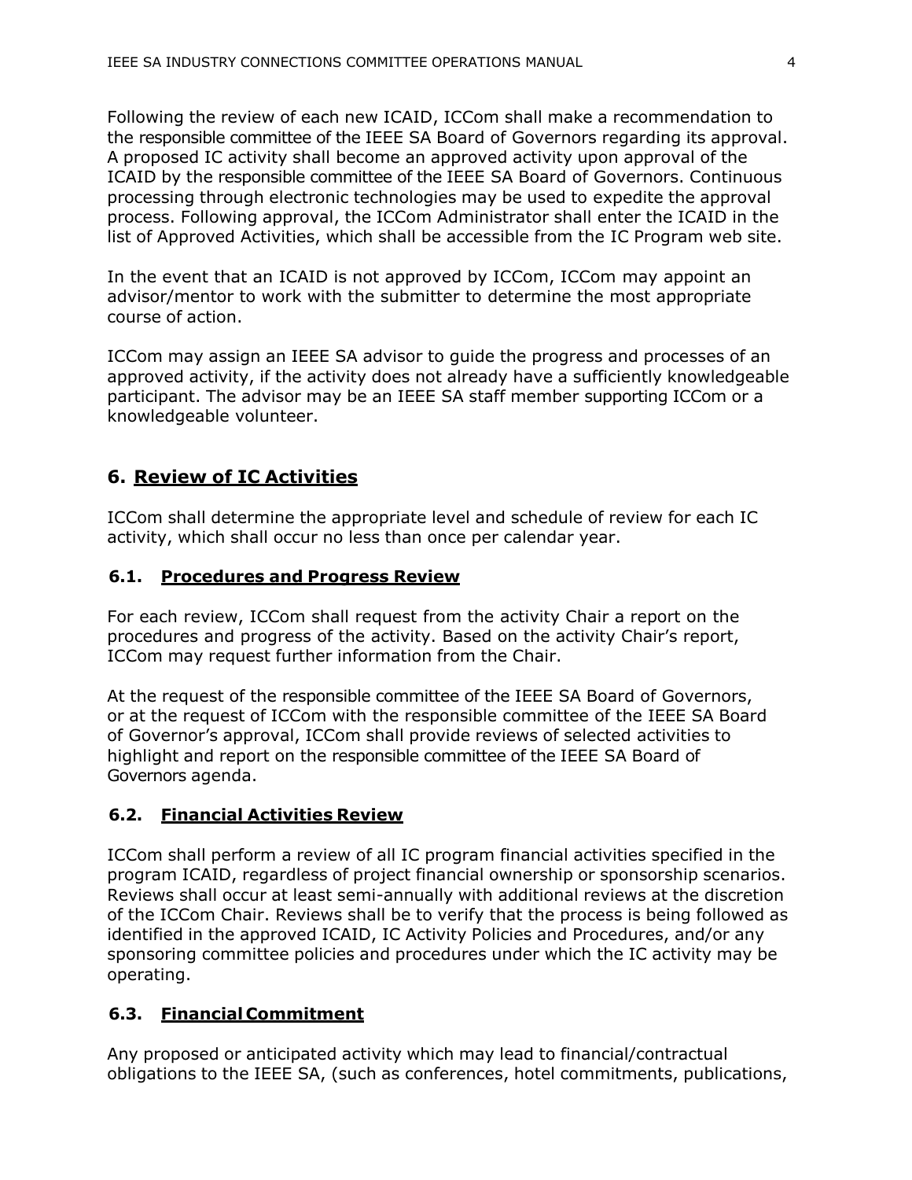Following the review of each new ICAID, ICCom shall make a recommendation to the responsible committee of the IEEE SA Board of Governors regarding its approval. A proposed IC activity shall become an approved activity upon approval of the ICAID by the responsible committee of the IEEE SA Board of Governors. Continuous processing through electronic technologies may be used to expedite the approval process. Following approval, the ICCom Administrator shall enter the ICAID in the list of Approved Activities, which shall be accessible from the IC Program web site.

In the event that an ICAID is not approved by ICCom, ICCom may appoint an advisor/mentor to work with the submitter to determine the most appropriate course of action.

ICCom may assign an IEEE SA advisor to guide the progress and processes of an approved activity, if the activity does not already have a sufficiently knowledgeable participant. The advisor may be an IEEE SA staff member supporting ICCom or a knowledgeable volunteer.

## 6. Review of IC Activities

ICCom shall determine the appropriate level and schedule of review for each IC activity, which shall occur no less than once per calendar year.

### 6.1. Procedures and Progress Review

For each review, ICCom shall request from the activity Chair a report on the procedures and progress of the activity. Based on the activity Chair's report, ICCom may request further information from the Chair.

At the request of the responsible committee of the IEEE SA Board of Governors, or at the request of ICCom with the responsible committee of the IEEE SA Board of Governor's approval, ICCom shall provide reviews of selected activities to highlight and report on the responsible committee of the IEEE SA Board of Governors agenda.

### 6.2. Financial Activities Review

ICCom shall perform a review of all IC program financial activities specified in the program ICAID, regardless of project financial ownership or sponsorship scenarios. Reviews shall occur at least semi-annually with additional reviews at the discretion of the ICCom Chair. Reviews shall be to verify that the process is being followed as identified in the approved ICAID, IC Activity Policies and Procedures, and/or any sponsoring committee policies and procedures under which the IC activity may be operating.

### 6.3. Financial Commitment

Any proposed or anticipated activity which may lead to financial/contractual obligations to the IEEE SA, (such as conferences, hotel commitments, publications,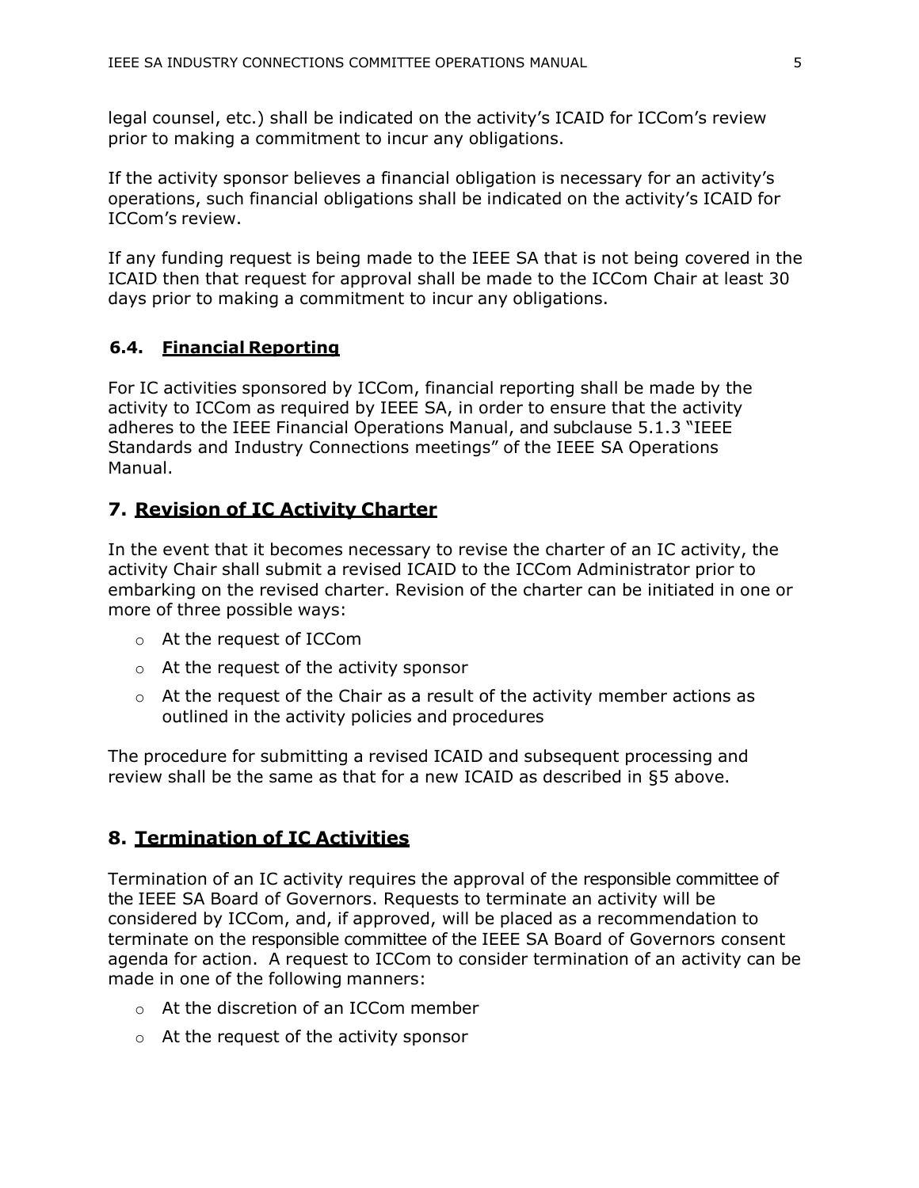legal counsel, etc.) shall be indicated on the activity's ICAID for ICCom's review prior to making a commitment to incur any obligations.

If the activity sponsor believes a financial obligation is necessary for an activity's operations, such financial obligations shall be indicated on the activity's ICAID for ICCom's review.

If any funding request is being made to the IEEE SA that is not being covered in the ICAID then that request for approval shall be made to the ICCom Chair at least 30 days prior to making a commitment to incur any obligations.

### 6.4. Financial Reporting

For IC activities sponsored by ICCom, financial reporting shall be made by the activity to ICCom as required by IEEE SA, in order to ensure that the activity adheres to the IEEE Financial Operations Manual, and subclause 5.1.3 "IEEE Standards and Industry Connections meetings" of the IEEE SA Operations Manual.

## 7. Revision of IC Activity Charter

In the event that it becomes necessary to revise the charter of an IC activity, the activity Chair shall submit a revised ICAID to the ICCom Administrator prior to embarking on the revised charter. Revision of the charter can be initiated in one or more of three possible ways:

- At the request of ICCom
- At the request of the activity sponsor
- At the request of the Chair as a result of the activity member actions as outlined in the activity policies and procedures

The procedure for submitting a revised ICAID and subsequent processing and review shall be the same as that for a new ICAID as described in §5 above.

## 8. Termination of IC Activities

Termination of an IC activity requires the approval of the responsible committee of the IEEE SA Board of Governors. Requests to terminate an activity will be considered by ICCom, and, if approved, will be placed as a recommendation to terminate on the responsible committee of the IEEE SA Board of Governors consent agenda for action. A request to ICCom to consider termination of an activity can be made in one of the following manners:

- At the discretion of an ICCom member
- At the request of the activity sponsor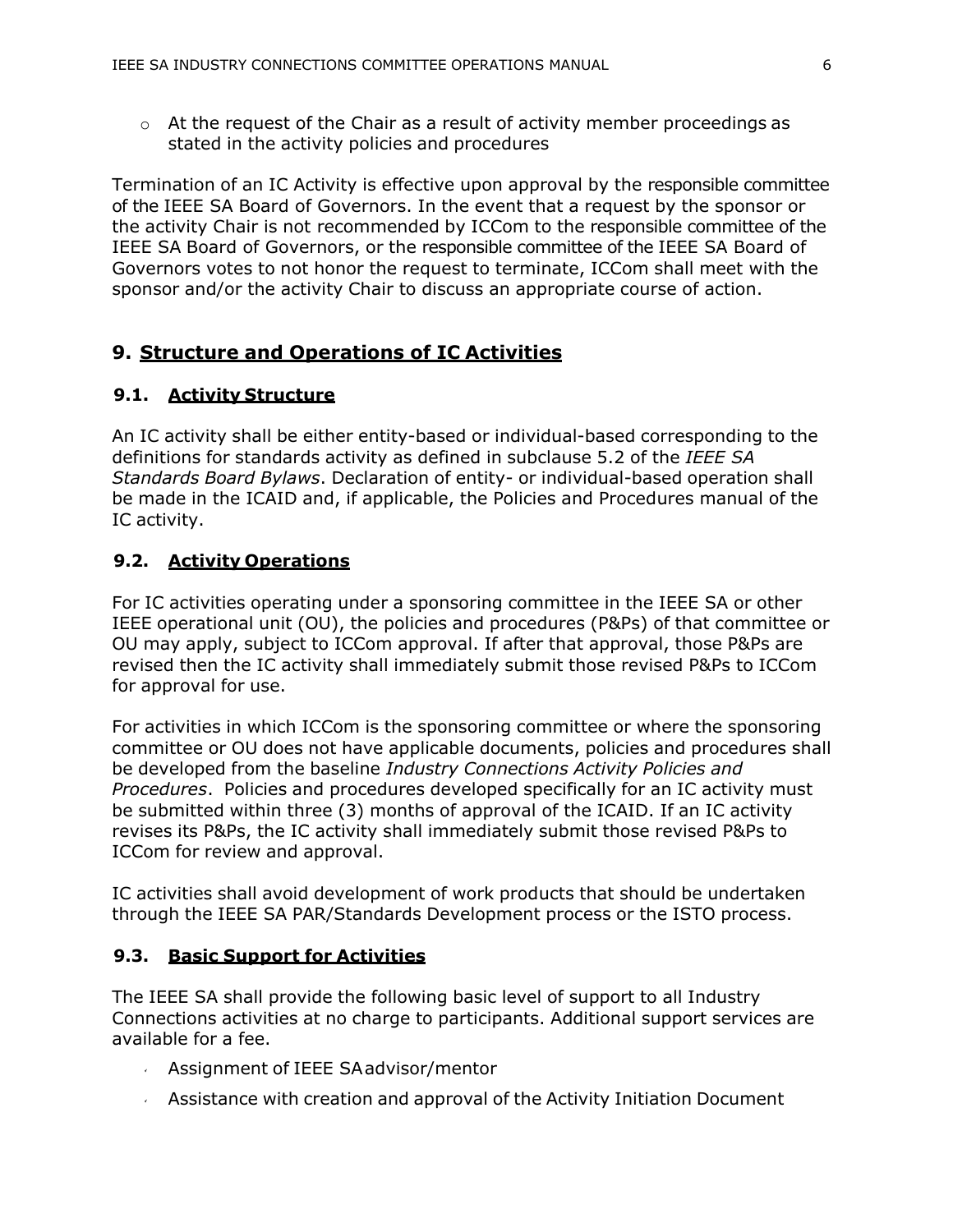- At the request of the Chair as a result of activity member proceedings as stated in the activity policies and procedures

Termination of an IC Activity is effective upon approval by the responsible committee of the IEEE SA Board of Governors. In the event that a request by the sponsor or the activity Chair is not recommended by ICCom to the responsible committee of the IEEE SA Board of Governors, or the responsible committee of the IEEE SA Board of Governors votes to not honor the request to terminate, ICCom shall meet with the sponsor and/or the activity Chair to discuss an appropriate course of action.

## 9. Structure and Operations of IC Activities

### 9.1. Activity Structure

An IC activity shall be either entity-based or individual-based corresponding to the definitions for standards activity as defined in subclause 5.2 of the *IEEE SA Standards Board Bylaws*. Declaration of entity- or individual-based operation shall be made in the ICAID and, if applicable, the Policies and Procedures manual of the IC activity.

### 9.2. Activity Operations

For IC activities operating under a sponsoring committee in the IEEE SA or other IEEE operational unit (OU), the policies and procedures (P&Ps) of that committee or OU may apply, subject to ICCom approval. If after that approval, those P&Ps are revised then the IC activity shall immediately submit those revised P&Ps to ICCom for approval for use.

For activities in which ICCom is the sponsoring committee or where the sponsoring committee or OU does not have applicable documents, policies and procedures shall be developed from the baseline *Industry Connections Activity Policies and Procedures*. Policies and procedures developed specifically for an IC activity must be submitted within three (3) months of approval of the ICAID. If an IC activity revises its P&Ps, the IC activity shall immediately submit those revised P&Ps to ICCom for review and approval.

IC activities shall avoid development of work products that should be undertaken through the IEEE SA PAR/Standards Development process or the ISTO process.

### 9.3. Basic Support for Activities

The IEEE SA shall provide the following basic level of support to all Industry Connections activities at no charge to participants. Additional support services are available for a fee.

- Assignment of IEEE SA advisor/mentor
- Assistance with creation and approval of the Activity Initiation Document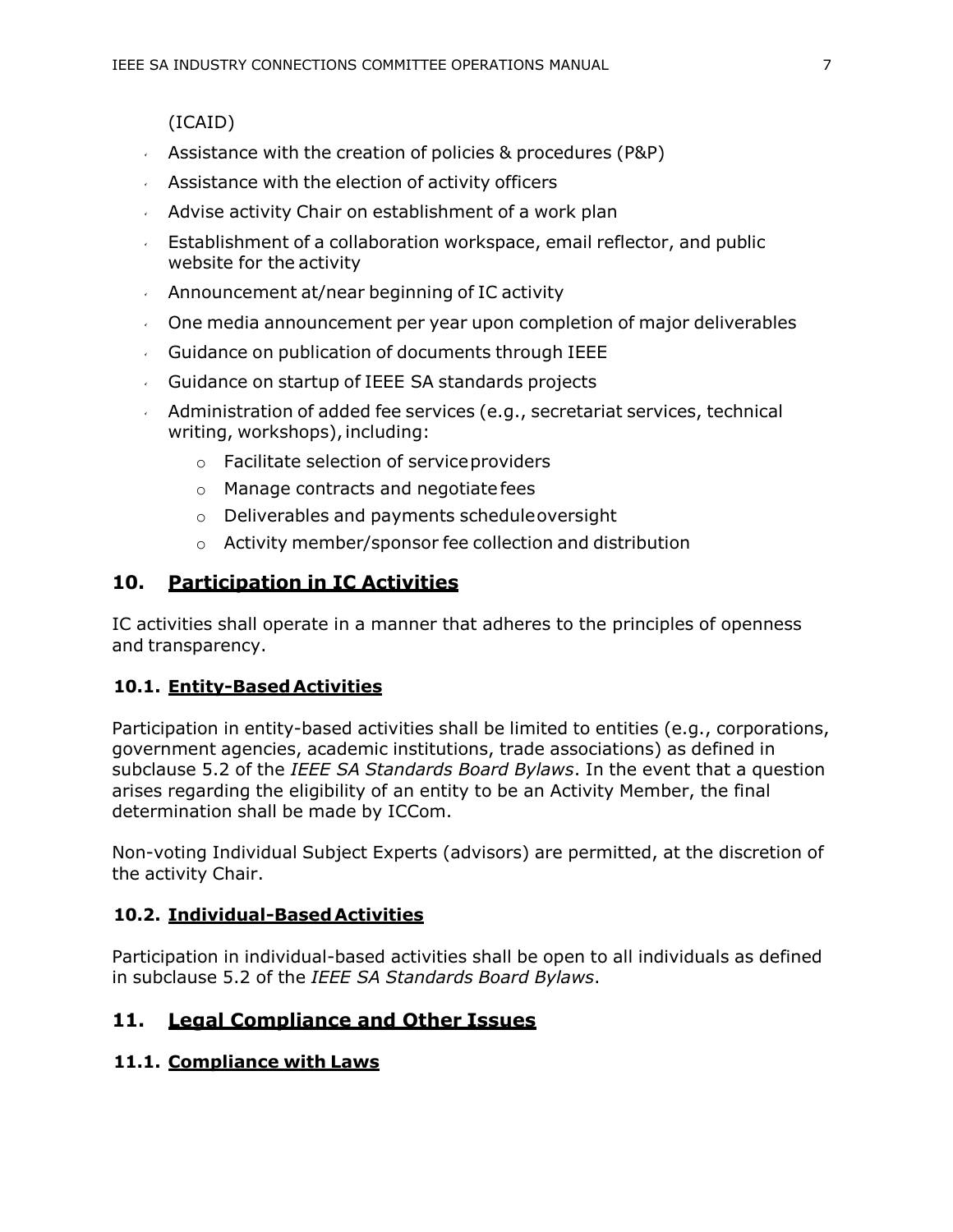(ICAID)

- Assistance with the creation of policies & procedures (P&P)
- Assistance with the election of activity officers
- Advise activity Chair on establishment of a work plan
- Establishment of a collaboration workspace, email reflector, and public website for the activity
- Announcement at/near beginning of IC activity
- One media announcement per year upon completion of major deliverables
- Guidance on publication of documents through IEEE
- Guidance on startup of IEEE SA standards projects
- Administration of added fee services (e.g., secretariat services, technical writing, workshops), including:
    - Facilitate selection of service providers
    - Manage contracts and negotiate fees
    - Deliverables and payments schedule oversight
    - Activity member/sponsor fee collection and distribution

## 10. Participation in IC Activities

IC activities shall operate in a manner that adheres to the principles of openness and transparency.

### 10.1. Entity-Based Activities

Participation in entity-based activities shall be limited to entities (e.g., corporations, government agencies, academic institutions, trade associations) as defined in subclause 5.2 of the *IEEE SA Standards Board Bylaws*. In the event that a question arises regarding the eligibility of an entity to be an Activity Member, the final determination shall be made by ICCom.

Non-voting Individual Subject Experts (advisors) are permitted, at the discretion of the activity Chair.

### 10.2. Individual-Based Activities

Participation in individual-based activities shall be open to all individuals as defined in subclause 5.2 of the *IEEE SA Standards Board Bylaws*.

## 11. Legal Compliance and Other Issues

### 11.1. Compliance with Laws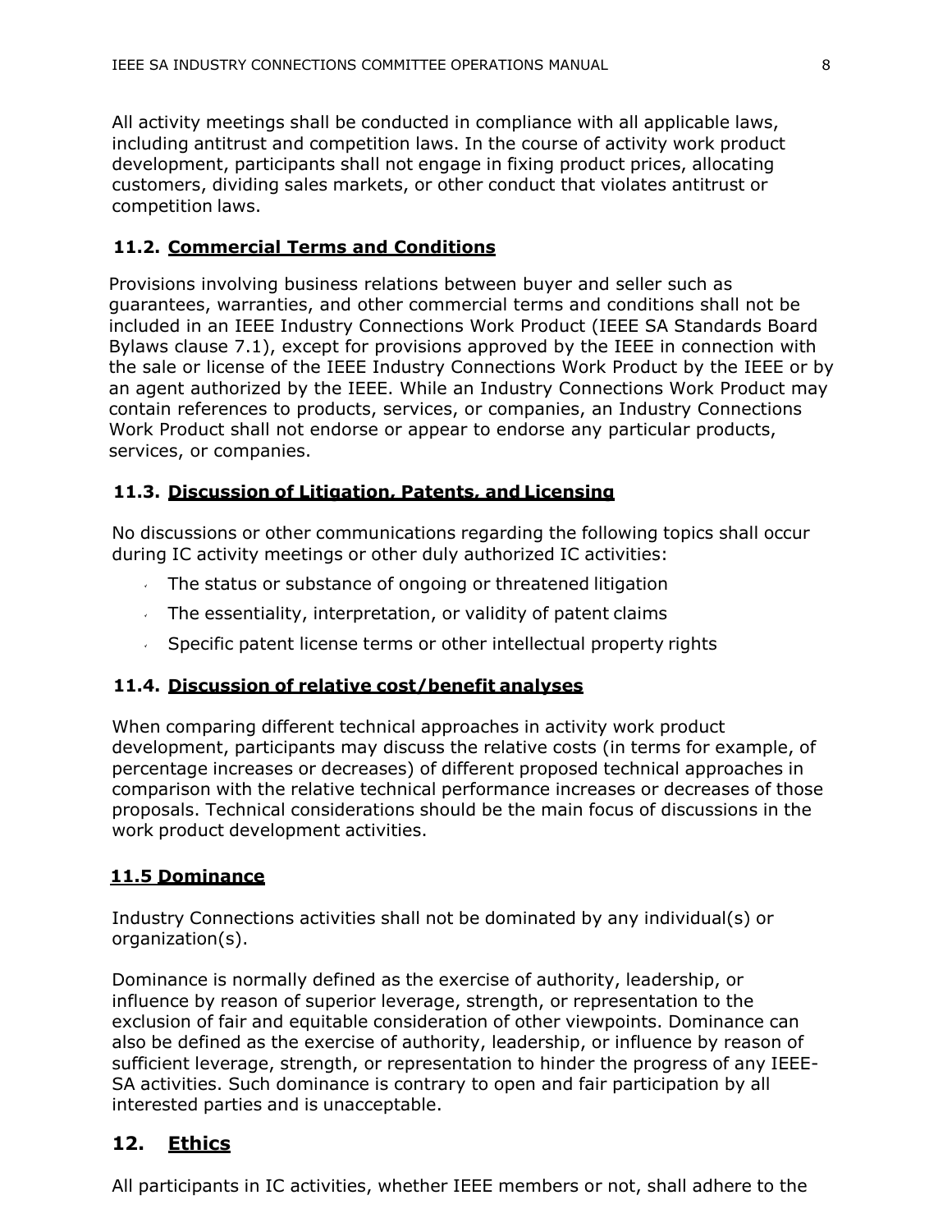All activity meetings shall be conducted in compliance with all applicable laws, including antitrust and competition laws. In the course of activity work product development, participants shall not engage in fixing product prices, allocating customers, dividing sales markets, or other conduct that violates antitrust or competition laws.

### 11.2. Commercial Terms and Conditions

Provisions involving business relations between buyer and seller such as guarantees, warranties, and other commercial terms and conditions shall not be included in an IEEE Industry Connections Work Product (IEEE SA Standards Board Bylaws clause 7.1), except for provisions approved by the IEEE in connection with the sale or license of the IEEE Industry Connections Work Product by the IEEE or by an agent authorized by the IEEE. While an Industry Connections Work Product may contain references to products, services, or companies, an Industry Connections Work Product shall not endorse or appear to endorse any particular products, services, or companies.

### 11.3. Discussion of Litigation, Patents, and Licensing

No discussions or other communications regarding the following topics shall occur during IC activity meetings or other duly authorized IC activities:

- The status or substance of ongoing or threatened litigation
- The essentiality, interpretation, or validity of patent claims
- Specific patent license terms or other intellectual property rights

### 11.4. Discussion of relative cost/benefit analyses

When comparing different technical approaches in activity work product development, participants may discuss the relative costs (in terms for example, of percentage increases or decreases) of different proposed technical approaches in comparison with the relative technical performance increases or decreases of those proposals. Technical considerations should be the main focus of discussions in the work product development activities.

### 11.5 Dominance

Industry Connections activities shall not be dominated by any individual(s) or organization(s).

Dominance is normally defined as the exercise of authority, leadership, or influence by reason of superior leverage, strength, or representation to the exclusion of fair and equitable consideration of other viewpoints. Dominance can also be defined as the exercise of authority, leadership, or influence by reason of sufficient leverage, strength, or representation to hinder the progress of any IEEE-SA activities. Such dominance is contrary to open and fair participation by all interested parties and is unacceptable.

## 12. Ethics

All participants in IC activities, whether IEEE members or not, shall adhere to the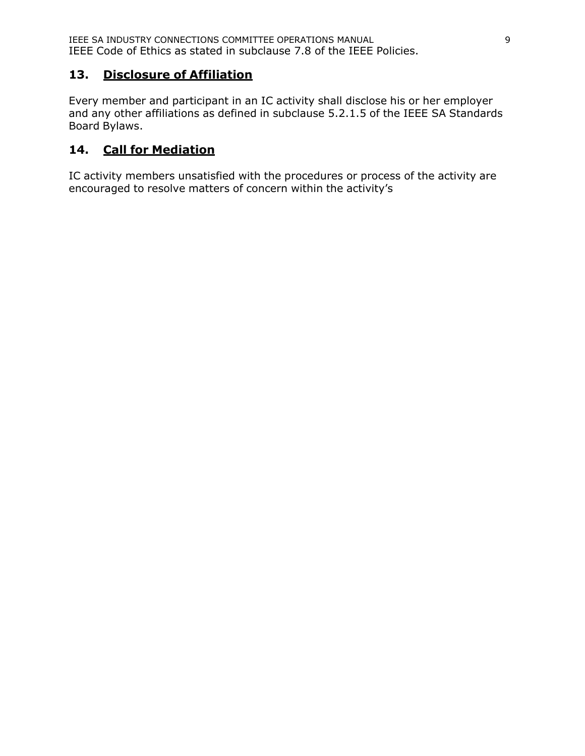IEEE Code of Ethics as stated in subclause 7.8 of the IEEE Policies.

## 13. Disclosure of Affiliation

Every member and participant in an IC activity shall disclose his or her employer and any other affiliations as defined in subclause 5.2.1.5 of the IEEE SA Standards Board Bylaws.

## 14. Call for Mediation

IC activity members unsatisfied with the procedures or process of the activity are encouraged to resolve matters of concern within the activity's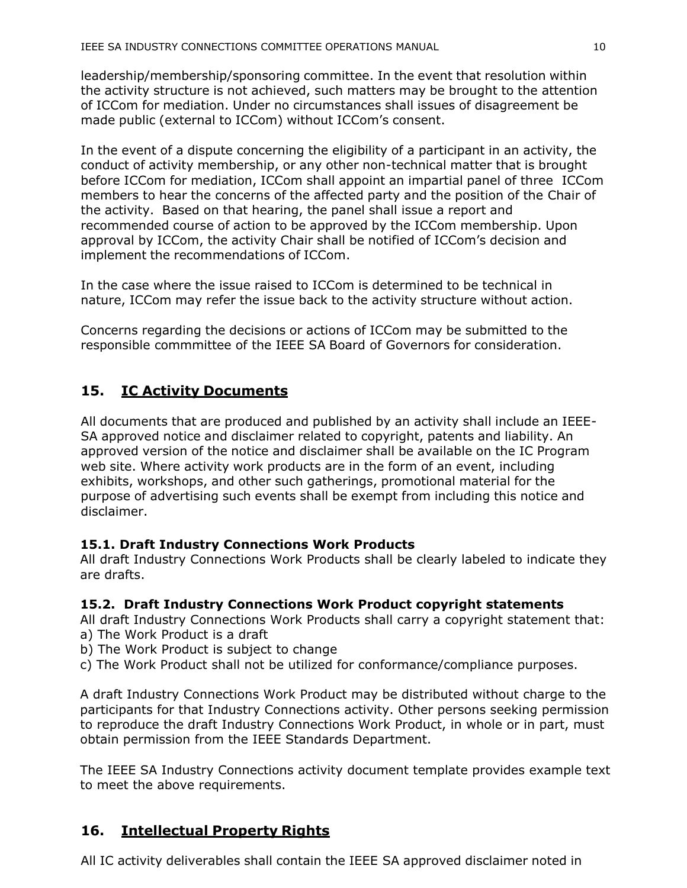leadership/membership/sponsoring committee. In the event that resolution within the activity structure is not achieved, such matters may be brought to the attention of ICCom for mediation. Under no circumstances shall issues of disagreement be made public (external to ICCom) without ICCom's consent.

In the event of a dispute concerning the eligibility of a participant in an activity, the conduct of activity membership, or any other non-technical matter that is brought before ICCom for mediation, ICCom shall appoint an impartial panel of three ICCom members to hear the concerns of the affected party and the position of the Chair of the activity. Based on that hearing, the panel shall issue a report and recommended course of action to be approved by the ICCom membership. Upon approval by ICCom, the activity Chair shall be notified of ICCom's decision and implement the recommendations of ICCom.

In the case where the issue raised to ICCom is determined to be technical in nature, ICCom may refer the issue back to the activity structure without action.

Concerns regarding the decisions or actions of ICCom may be submitted to the responsible commmittee of the IEEE SA Board of Governors for consideration.

## 15. IC Activity Documents

All documents that are produced and published by an activity shall include an IEEE-SA approved notice and disclaimer related to copyright, patents and liability. An approved version of the notice and disclaimer shall be available on the IC Program web site. Where activity work products are in the form of an event, including exhibits, workshops, and other such gatherings, promotional material for the purpose of advertising such events shall be exempt from including this notice and disclaimer.

### 15.1. Draft Industry Connections Work Products

All draft Industry Connections Work Products shall be clearly labeled to indicate they are drafts.

### 15.2. Draft Industry Connections Work Product copyright statements

All draft Industry Connections Work Products shall carry a copyright statement that:
a) The Work Product is a draft
b) The Work Product is subject to change
c) The Work Product shall not be utilized for conformance/compliance purposes.

A draft Industry Connections Work Product may be distributed without charge to the participants for that Industry Connections activity. Other persons seeking permission to reproduce the draft Industry Connections Work Product, in whole or in part, must obtain permission from the IEEE Standards Department.

The IEEE SA Industry Connections activity document template provides example text to meet the above requirements.

## 16. Intellectual Property Rights

All IC activity deliverables shall contain the IEEE SA approved disclaimer noted in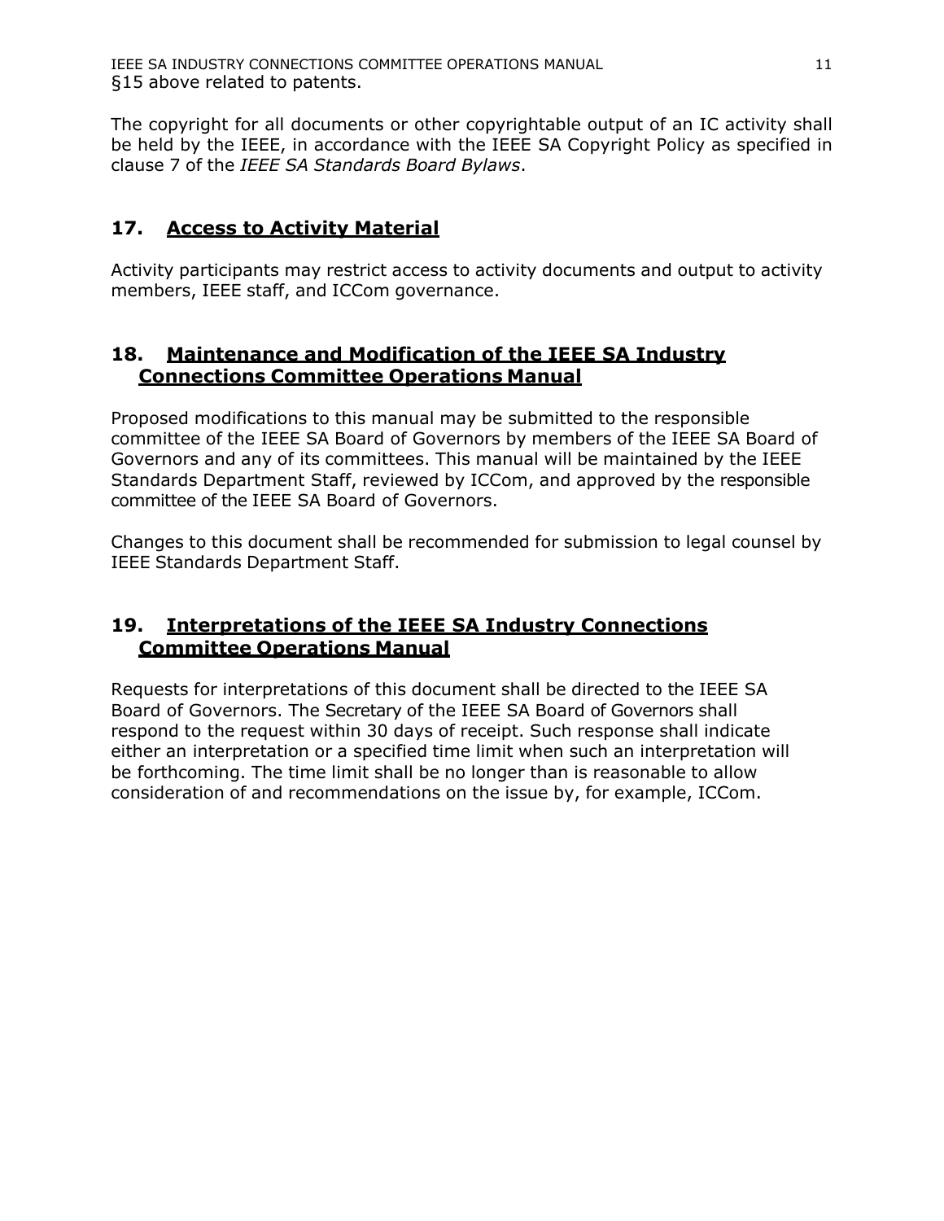§15 above related to patents.

The copyright for all documents or other copyrightable output of an IC activity shall be held by the IEEE, in accordance with the IEEE SA Copyright Policy as specified in clause 7 of the *IEEE SA Standards Board Bylaws*.

## 17. Access to Activity Material

Activity participants may restrict access to activity documents and output to activity members, IEEE staff, and ICCom governance.

## 18. Maintenance and Modification of the IEEE SA Industry Connections Committee Operations Manual

Proposed modifications to this manual may be submitted to the responsible committee of the IEEE SA Board of Governors by members of the IEEE SA Board of Governors and any of its committees. This manual will be maintained by the IEEE Standards Department Staff, reviewed by ICCom, and approved by the responsible committee of the IEEE SA Board of Governors.

Changes to this document shall be recommended for submission to legal counsel by IEEE Standards Department Staff.

## 19. Interpretations of the IEEE SA Industry Connections Committee Operations Manual

Requests for interpretations of this document shall be directed to the IEEE SA Board of Governors. The Secretary of the IEEE SA Board of Governors shall respond to the request within 30 days of receipt. Such response shall indicate either an interpretation or a specified time limit when such an interpretation will be forthcoming. The time limit shall be no longer than is reasonable to allow consideration of and recommendations on the issue by, for example, ICCom.